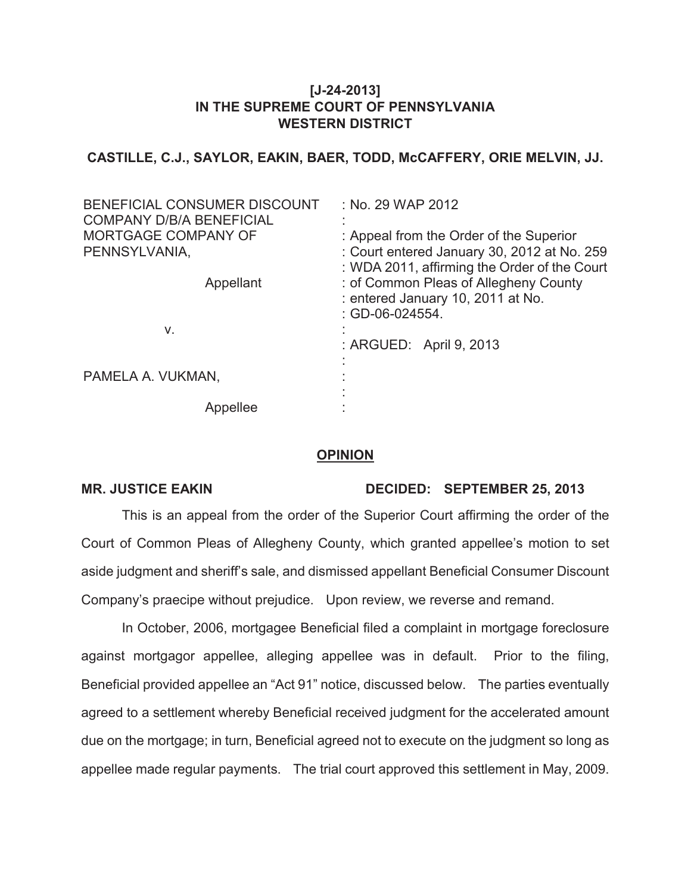**[J-24-2013]**
**IN THE SUPREME COURT OF PENNSYLVANIA**
**WESTERN DISTRICT**

**CASTILLE, C.J., SAYLOR, EAKIN, BAER, TODD, McCAFFERY, ORIE MELVIN, JJ.**

| | |
|---|---|
| BENEFICIAL CONSUMER DISCOUNT COMPANY D/B/A BENEFICIAL MORTGAGE COMPANY OF PENNSYLVANIA, | : No. 29 WAP 2012 |
| | : |
| Appellant | : Appeal from the Order of the Superior : Court entered January 30, 2012 at No. 259 : WDA 2011, affirming the Order of the Court : of Common Pleas of Allegheny County : entered January 10, 2011 at No. : GD-06-024554. |
| v. | : |
| | : ARGUED: April 9, 2013 |
| PAMELA A. VUKMAN, | : |
| Appellee | : |

**OPINION**

**MR. JUSTICE EAKIN** **DECIDED: SEPTEMBER 25, 2013**

This is an appeal from the order of the Superior Court affirming the order of the Court of Common Pleas of Allegheny County, which granted appellee's motion to set aside judgment and sheriff's sale, and dismissed appellant Beneficial Consumer Discount Company's praecipe without prejudice. Upon review, we reverse and remand.

In October, 2006, mortgagee Beneficial filed a complaint in mortgage foreclosure against mortgagor appellee, alleging appellee was in default. Prior to the filing, Beneficial provided appellee an "Act 91" notice, discussed below. The parties eventually agreed to a settlement whereby Beneficial received judgment for the accelerated amount due on the mortgage; in turn, Beneficial agreed not to execute on the judgment so long as appellee made regular payments. The trial court approved this settlement in May, 2009.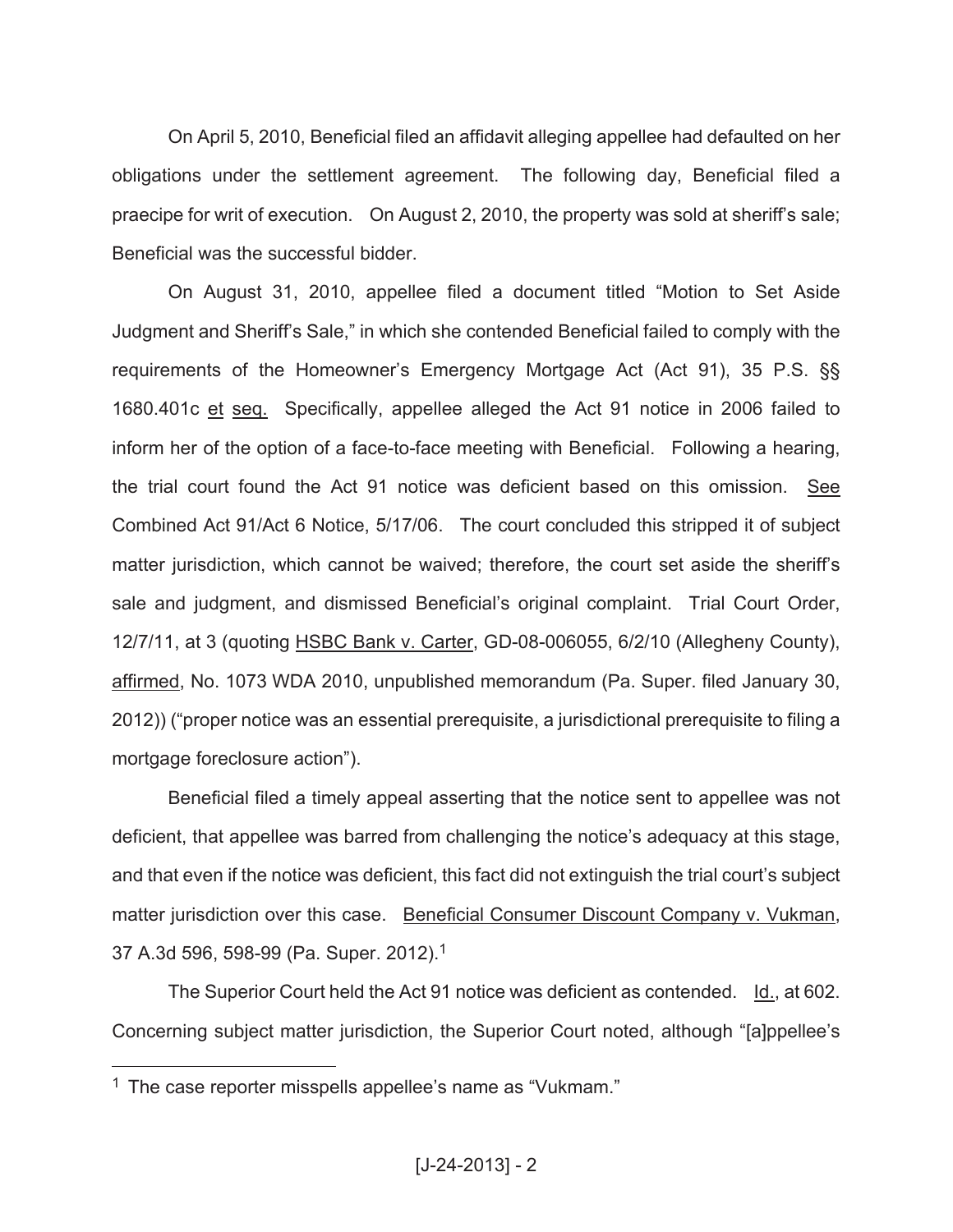On April 5, 2010, Beneficial filed an affidavit alleging appellee had defaulted on her obligations under the settlement agreement. The following day, Beneficial filed a praecipe for writ of execution. On August 2, 2010, the property was sold at sheriff's sale; Beneficial was the successful bidder.

On August 31, 2010, appellee filed a document titled "Motion to Set Aside Judgment and Sheriff's Sale," in which she contended Beneficial failed to comply with the requirements of the Homeowner's Emergency Mortgage Act (Act 91), 35 P.S. §§ 1680.401c et seq. Specifically, appellee alleged the Act 91 notice in 2006 failed to inform her of the option of a face-to-face meeting with Beneficial. Following a hearing, the trial court found the Act 91 notice was deficient based on this omission. See Combined Act 91/Act 6 Notice, 5/17/06. The court concluded this stripped it of subject matter jurisdiction, which cannot be waived; therefore, the court set aside the sheriff's sale and judgment, and dismissed Beneficial's original complaint. Trial Court Order, 12/7/11, at 3 (quoting HSBC Bank v. Carter, GD-08-006055, 6/2/10 (Allegheny County), affirmed, No. 1073 WDA 2010, unpublished memorandum (Pa. Super. filed January 30, 2012)) ("proper notice was an essential prerequisite, a jurisdictional prerequisite to filing a mortgage foreclosure action").

Beneficial filed a timely appeal asserting that the notice sent to appellee was not deficient, that appellee was barred from challenging the notice's adequacy at this stage, and that even if the notice was deficient, this fact did not extinguish the trial court's subject matter jurisdiction over this case. Beneficial Consumer Discount Company v. Vukman, 37 A.3d 596, 598-99 (Pa. Super. 2012).[1]

The Superior Court held the Act 91 notice was deficient as contended. Id., at 602. Concerning subject matter jurisdiction, the Superior Court noted, although "[a]ppellee's

[1] The case reporter misspells appellee's name as "Vukmam."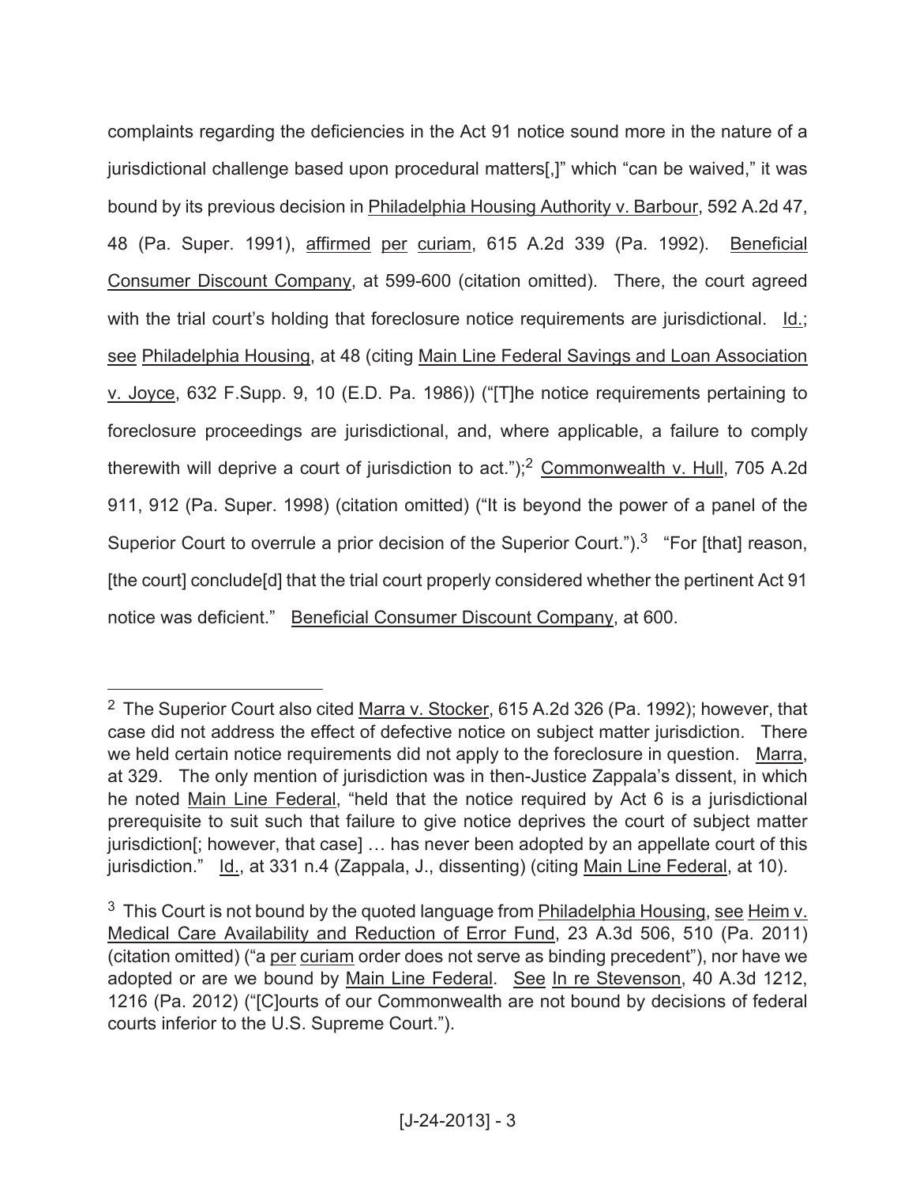complaints regarding the deficiencies in the Act 91 notice sound more in the nature of a jurisdictional challenge based upon procedural matters[,]" which "can be waived," it was bound by its previous decision in Philadelphia Housing Authority v. Barbour, 592 A.2d 47, 48 (Pa. Super. 1991), affirmed per curiam, 615 A.2d 339 (Pa. 1992). Beneficial Consumer Discount Company, at 599-600 (citation omitted). There, the court agreed with the trial court's holding that foreclosure notice requirements are jurisdictional. Id.; see Philadelphia Housing, at 48 (citing Main Line Federal Savings and Loan Association v. Joyce, 632 F.Supp. 9, 10 (E.D. Pa. 1986)) ("[T]he notice requirements pertaining to foreclosure proceedings are jurisdictional, and, where applicable, a failure to comply therewith will deprive a court of jurisdiction to act.");[2] Commonwealth v. Hull, 705 A.2d 911, 912 (Pa. Super. 1998) (citation omitted) ("It is beyond the power of a panel of the Superior Court to overrule a prior decision of the Superior Court.").[3] "For [that] reason, [the court] conclude[d] that the trial court properly considered whether the pertinent Act 91 notice was deficient." Beneficial Consumer Discount Company, at 600.

---

[2] The Superior Court also cited Marra v. Stocker, 615 A.2d 326 (Pa. 1992); however, that case did not address the effect of defective notice on subject matter jurisdiction. There we held certain notice requirements did not apply to the foreclosure in question. Marra, at 329. The only mention of jurisdiction was in then-Justice Zappala's dissent, in which he noted Main Line Federal, "held that the notice required by Act 6 is a jurisdictional prerequisite to suit such that failure to give notice deprives the court of subject matter jurisdiction[; however, that case] … has never been adopted by an appellate court of this jurisdiction." Id., at 331 n.4 (Zappala, J., dissenting) (citing Main Line Federal, at 10).

[3] This Court is not bound by the quoted language from Philadelphia Housing, see Heim v. Medical Care Availability and Reduction of Error Fund, 23 A.3d 506, 510 (Pa. 2011) (citation omitted) ("a per curiam order does not serve as binding precedent"), nor have we adopted or are we bound by Main Line Federal. See In re Stevenson, 40 A.3d 1212, 1216 (Pa. 2012) ("[C]ourts of our Commonwealth are not bound by decisions of federal courts inferior to the U.S. Supreme Court.").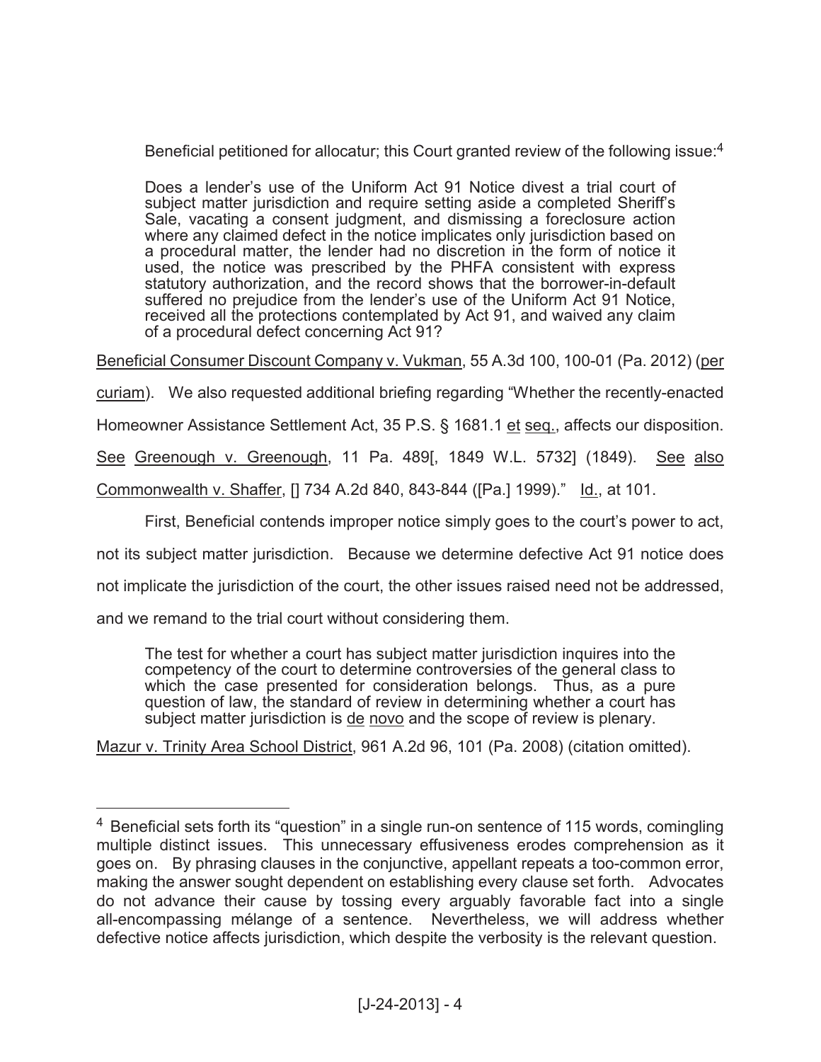Beneficial petitioned for allocatur; this Court granted review of the following issue:[4]

> Does a lender's use of the Uniform Act 91 Notice divest a trial court of subject matter jurisdiction and require setting aside a completed Sheriff's Sale, vacating a consent judgment, and dismissing a foreclosure action where any claimed defect in the notice implicates only jurisdiction based on a procedural matter, the lender had no discretion in the form of notice it used, the notice was prescribed by the PHFA consistent with express statutory authorization, and the record shows that the borrower-in-default suffered no prejudice from the lender's use of the Uniform Act 91 Notice, received all the protections contemplated by Act 91, and waived any claim of a procedural defect concerning Act 91?

Beneficial Consumer Discount Company v. Vukman, 55 A.3d 100, 100-01 (Pa. 2012) (per curiam). We also requested additional briefing regarding "Whether the recently-enacted Homeowner Assistance Settlement Act, 35 P.S. § 1681.1 et seq., affects our disposition. See Greenough v. Greenough, 11 Pa. 489[, 1849 W.L. 5732] (1849). See also Commonwealth v. Shaffer, [] 734 A.2d 840, 843-844 ([Pa.] 1999)." Id., at 101.

First, Beneficial contends improper notice simply goes to the court's power to act, not its subject matter jurisdiction. Because we determine defective Act 91 notice does not implicate the jurisdiction of the court, the other issues raised need not be addressed, and we remand to the trial court without considering them.

> The test for whether a court has subject matter jurisdiction inquires into the competency of the court to determine controversies of the general class to which the case presented for consideration belongs. Thus, as a pure question of law, the standard of review in determining whether a court has subject matter jurisdiction is de novo and the scope of review is plenary.

Mazur v. Trinity Area School District, 961 A.2d 96, 101 (Pa. 2008) (citation omitted).

---

[4] Beneficial sets forth its "question" in a single run-on sentence of 115 words, comingling multiple distinct issues. This unnecessary effusiveness erodes comprehension as it goes on. By phrasing clauses in the conjunctive, appellant repeats a too-common error, making the answer sought dependent on establishing every clause set forth. Advocates do not advance their cause by tossing every arguably favorable fact into a single all-encompassing mélange of a sentence. Nevertheless, we will address whether defective notice affects jurisdiction, which despite the verbosity is the relevant question.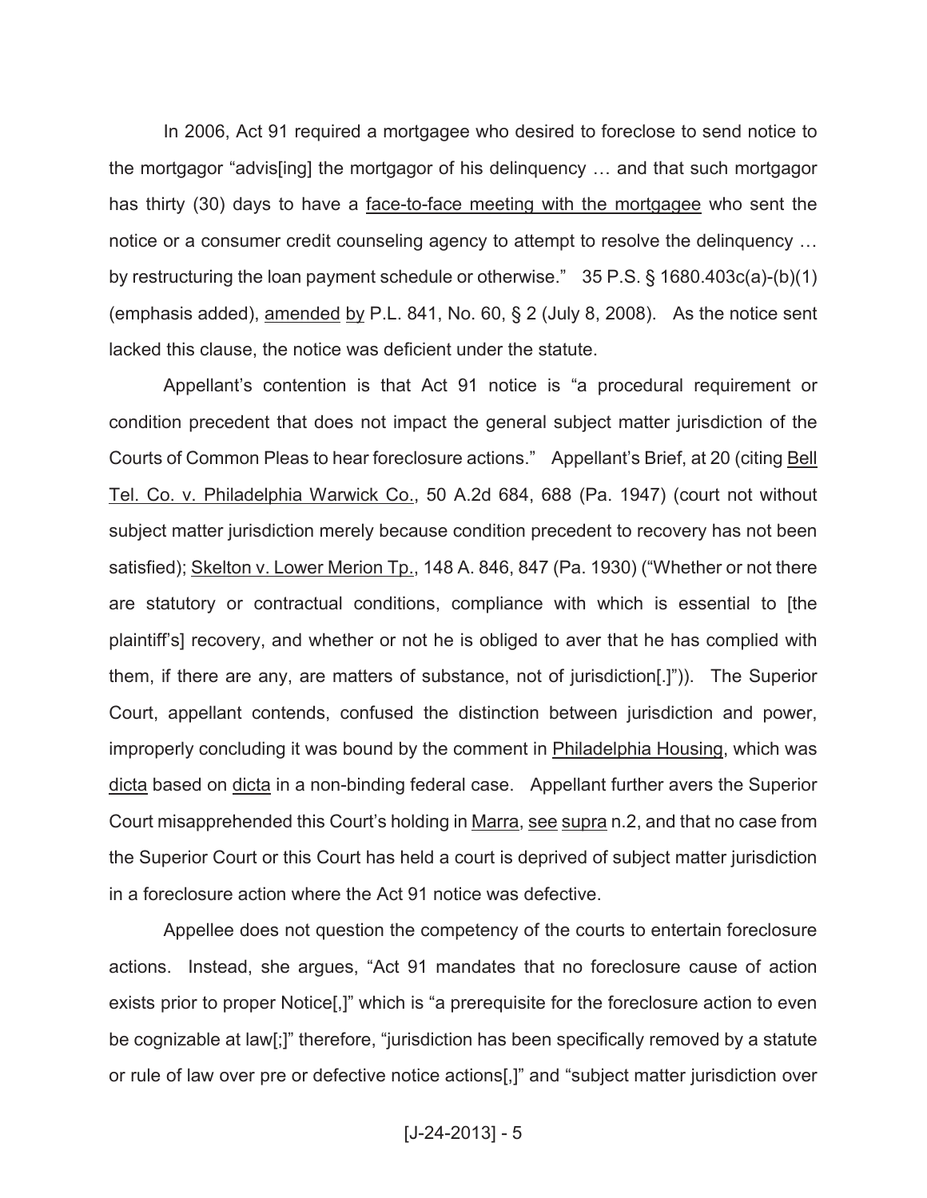In 2006, Act 91 required a mortgagee who desired to foreclose to send notice to the mortgagor "advis[ing] the mortgagor of his delinquency … and that such mortgagor has thirty (30) days to have a face-to-face meeting with the mortgagee who sent the notice or a consumer credit counseling agency to attempt to resolve the delinquency … by restructuring the loan payment schedule or otherwise." 35 P.S. § 1680.403c(a)-(b)(1) (emphasis added), amended by P.L. 841, No. 60, § 2 (July 8, 2008). As the notice sent lacked this clause, the notice was deficient under the statute.

Appellant's contention is that Act 91 notice is "a procedural requirement or condition precedent that does not impact the general subject matter jurisdiction of the Courts of Common Pleas to hear foreclosure actions." Appellant's Brief, at 20 (citing Bell Tel. Co. v. Philadelphia Warwick Co., 50 A.2d 684, 688 (Pa. 1947) (court not without subject matter jurisdiction merely because condition precedent to recovery has not been satisfied); Skelton v. Lower Merion Tp., 148 A. 846, 847 (Pa. 1930) ("Whether or not there are statutory or contractual conditions, compliance with which is essential to [the plaintiff's] recovery, and whether or not he is obliged to aver that he has complied with them, if there are any, are matters of substance, not of jurisdiction[.]")). The Superior Court, appellant contends, confused the distinction between jurisdiction and power, improperly concluding it was bound by the comment in Philadelphia Housing, which was dicta based on dicta in a non-binding federal case. Appellant further avers the Superior Court misapprehended this Court's holding in Marra, see supra n.2, and that no case from the Superior Court or this Court has held a court is deprived of subject matter jurisdiction in a foreclosure action where the Act 91 notice was defective.

Appellee does not question the competency of the courts to entertain foreclosure actions. Instead, she argues, "Act 91 mandates that no foreclosure cause of action exists prior to proper Notice[,]" which is "a prerequisite for the foreclosure action to even be cognizable at law[;]" therefore, "jurisdiction has been specifically removed by a statute or rule of law over pre or defective notice actions[,]" and "subject matter jurisdiction over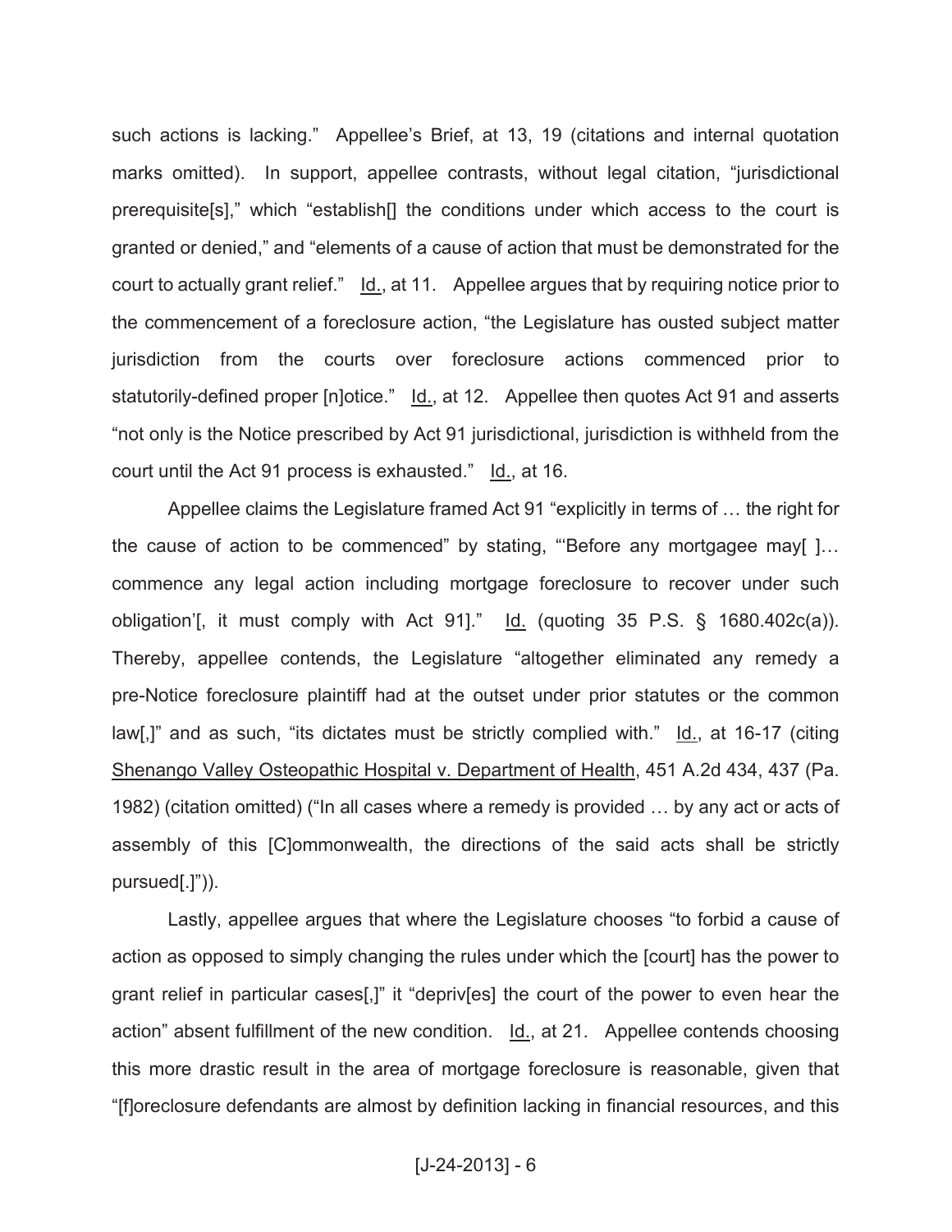such actions is lacking." Appellee's Brief, at 13, 19 (citations and internal quotation marks omitted). In support, appellee contrasts, without legal citation, "jurisdictional prerequisite[s]," which "establish[] the conditions under which access to the court is granted or denied," and "elements of a cause of action that must be demonstrated for the court to actually grant relief." Id., at 11. Appellee argues that by requiring notice prior to the commencement of a foreclosure action, "the Legislature has ousted subject matter jurisdiction from the courts over foreclosure actions commenced prior to statutorily-defined proper [n]otice." Id., at 12. Appellee then quotes Act 91 and asserts "not only is the Notice prescribed by Act 91 jurisdictional, jurisdiction is withheld from the court until the Act 91 process is exhausted." Id., at 16.

Appellee claims the Legislature framed Act 91 "explicitly in terms of … the right for the cause of action to be commenced" by stating, "'Before any mortgagee may[ ]… commence any legal action including mortgage foreclosure to recover under such obligation'[, it must comply with Act 91]." Id. (quoting 35 P.S. § 1680.402c(a)). Thereby, appellee contends, the Legislature "altogether eliminated any remedy a pre-Notice foreclosure plaintiff had at the outset under prior statutes or the common law[,]" and as such, "its dictates must be strictly complied with." Id., at 16-17 (citing Shenango Valley Osteopathic Hospital v. Department of Health, 451 A.2d 434, 437 (Pa. 1982) (citation omitted) ("In all cases where a remedy is provided … by any act or acts of assembly of this [C]ommonwealth, the directions of the said acts shall be strictly pursued[.]")).

Lastly, appellee argues that where the Legislature chooses "to forbid a cause of action as opposed to simply changing the rules under which the [court] has the power to grant relief in particular cases[,]" it "depriv[es] the court of the power to even hear the action" absent fulfillment of the new condition. Id., at 21. Appellee contends choosing this more drastic result in the area of mortgage foreclosure is reasonable, given that "[f]oreclosure defendants are almost by definition lacking in financial resources, and this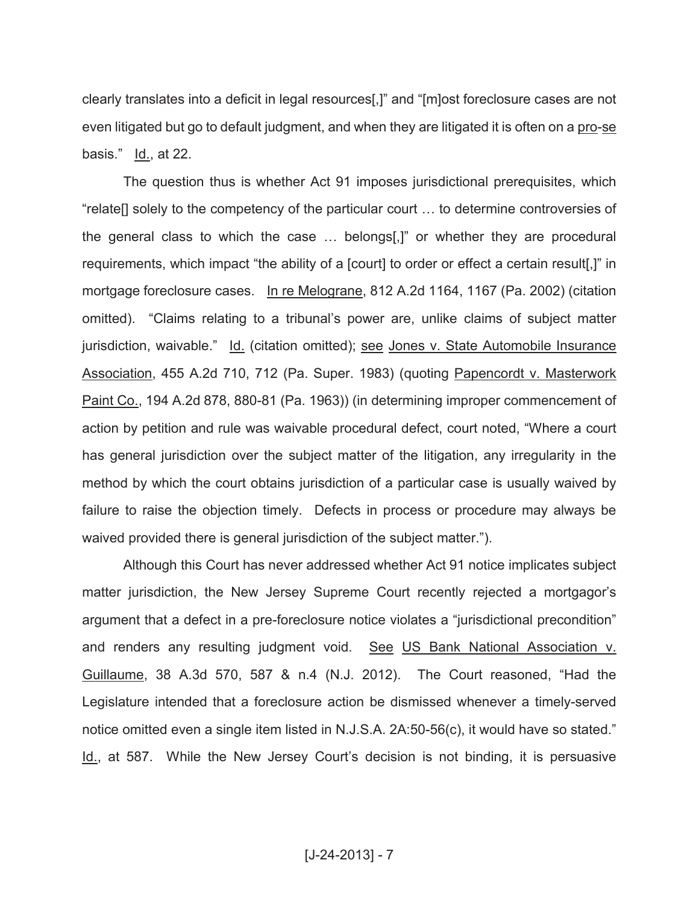clearly translates into a deficit in legal resources[,]" and "[m]ost foreclosure cases are not even litigated but go to default judgment, and when they are litigated it is often on a pro-se basis." Id., at 22.

The question thus is whether Act 91 imposes jurisdictional prerequisites, which "relate[] solely to the competency of the particular court … to determine controversies of the general class to which the case … belongs[,]" or whether they are procedural requirements, which impact "the ability of a [court] to order or effect a certain result[,]" in mortgage foreclosure cases. In re Melograne, 812 A.2d 1164, 1167 (Pa. 2002) (citation omitted). "Claims relating to a tribunal's power are, unlike claims of subject matter jurisdiction, waivable." Id. (citation omitted); see Jones v. State Automobile Insurance Association, 455 A.2d 710, 712 (Pa. Super. 1983) (quoting Papencordt v. Masterwork Paint Co., 194 A.2d 878, 880-81 (Pa. 1963)) (in determining improper commencement of action by petition and rule was waivable procedural defect, court noted, "Where a court has general jurisdiction over the subject matter of the litigation, any irregularity in the method by which the court obtains jurisdiction of a particular case is usually waived by failure to raise the objection timely. Defects in process or procedure may always be waived provided there is general jurisdiction of the subject matter.").

Although this Court has never addressed whether Act 91 notice implicates subject matter jurisdiction, the New Jersey Supreme Court recently rejected a mortgagor's argument that a defect in a pre-foreclosure notice violates a "jurisdictional precondition" and renders any resulting judgment void. See US Bank National Association v. Guillaume, 38 A.3d 570, 587 & n.4 (N.J. 2012). The Court reasoned, "Had the Legislature intended that a foreclosure action be dismissed whenever a timely-served notice omitted even a single item listed in N.J.S.A. 2A:50-56(c), it would have so stated." Id., at 587. While the New Jersey Court's decision is not binding, it is persuasive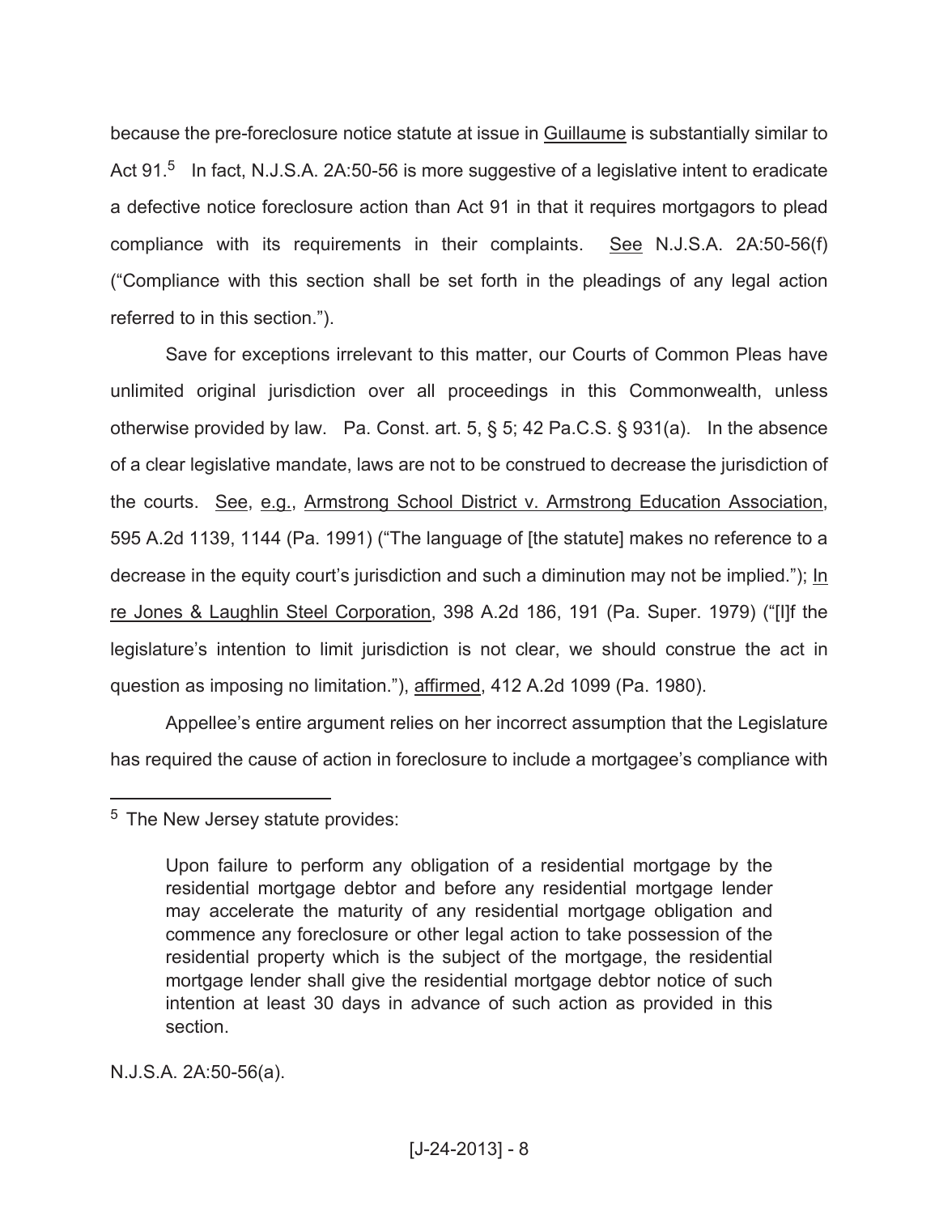because the pre-foreclosure notice statute at issue in Guillaume is substantially similar to Act 91.[5] In fact, N.J.S.A. 2A:50-56 is more suggestive of a legislative intent to eradicate a defective notice foreclosure action than Act 91 in that it requires mortgagors to plead compliance with its requirements in their complaints. See N.J.S.A. 2A:50-56(f) ("Compliance with this section shall be set forth in the pleadings of any legal action referred to in this section.").

Save for exceptions irrelevant to this matter, our Courts of Common Pleas have unlimited original jurisdiction over all proceedings in this Commonwealth, unless otherwise provided by law. Pa. Const. art. 5, § 5; 42 Pa.C.S. § 931(a). In the absence of a clear legislative mandate, laws are not to be construed to decrease the jurisdiction of the courts. See, e.g., Armstrong School District v. Armstrong Education Association, 595 A.2d 1139, 1144 (Pa. 1991) ("The language of [the statute] makes no reference to a decrease in the equity court's jurisdiction and such a diminution may not be implied."); In re Jones & Laughlin Steel Corporation, 398 A.2d 186, 191 (Pa. Super. 1979) ("[I]f the legislature's intention to limit jurisdiction is not clear, we should construe the act in question as imposing no limitation."), affirmed, 412 A.2d 1099 (Pa. 1980).

Appellee's entire argument relies on her incorrect assumption that the Legislature has required the cause of action in foreclosure to include a mortgagee's compliance with

---

[5] The New Jersey statute provides:

> Upon failure to perform any obligation of a residential mortgage by the residential mortgage debtor and before any residential mortgage lender may accelerate the maturity of any residential mortgage obligation and commence any foreclosure or other legal action to take possession of the residential property which is the subject of the mortgage, the residential mortgage lender shall give the residential mortgage debtor notice of such intention at least 30 days in advance of such action as provided in this section.

N.J.S.A. 2A:50-56(a).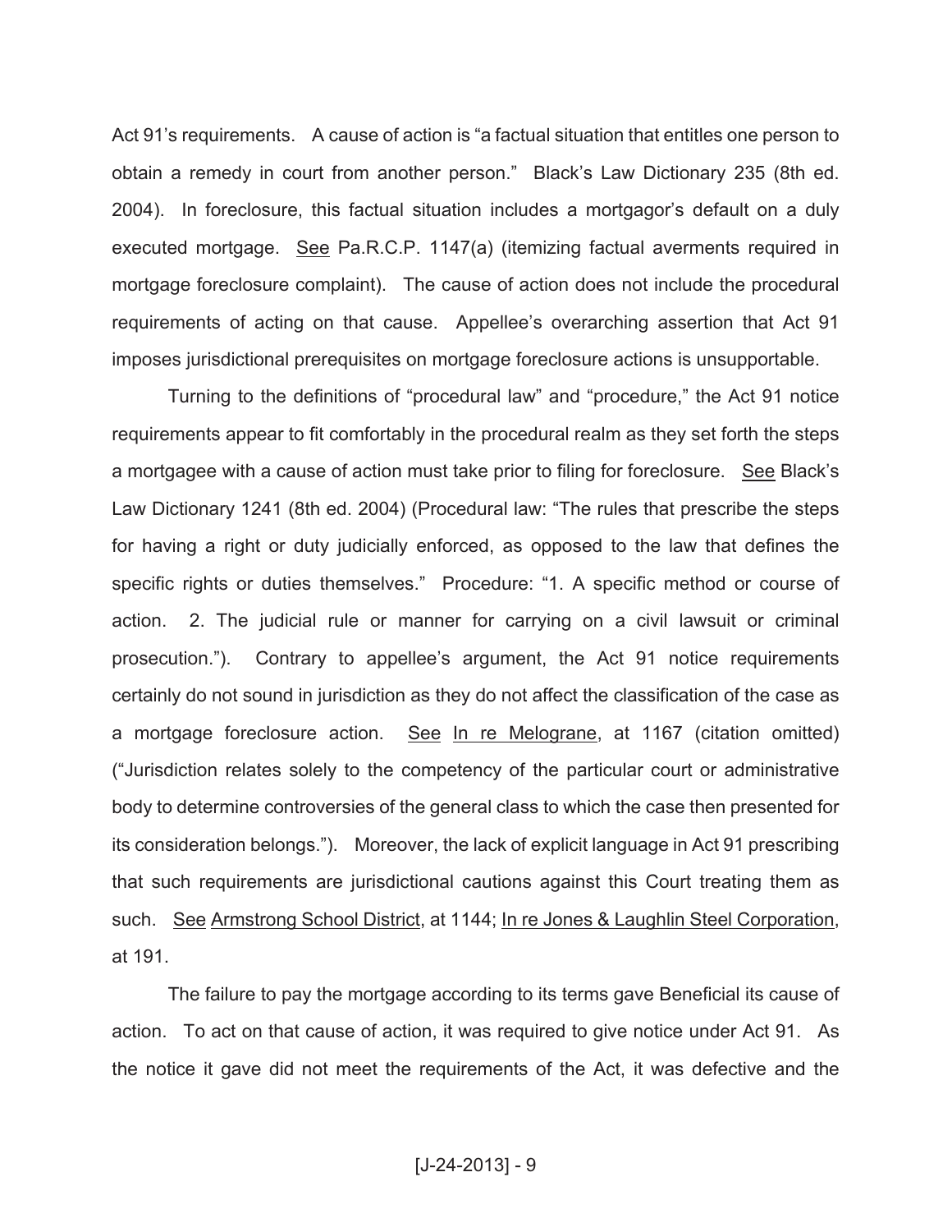Act 91's requirements. A cause of action is "a factual situation that entitles one person to obtain a remedy in court from another person." Black's Law Dictionary 235 (8th ed. 2004). In foreclosure, this factual situation includes a mortgagor's default on a duly executed mortgage. See Pa.R.C.P. 1147(a) (itemizing factual averments required in mortgage foreclosure complaint). The cause of action does not include the procedural requirements of acting on that cause. Appellee's overarching assertion that Act 91 imposes jurisdictional prerequisites on mortgage foreclosure actions is unsupportable.

Turning to the definitions of "procedural law" and "procedure," the Act 91 notice requirements appear to fit comfortably in the procedural realm as they set forth the steps a mortgagee with a cause of action must take prior to filing for foreclosure. See Black's Law Dictionary 1241 (8th ed. 2004) (Procedural law: "The rules that prescribe the steps for having a right or duty judicially enforced, as opposed to the law that defines the specific rights or duties themselves." Procedure: "1. A specific method or course of action. 2. The judicial rule or manner for carrying on a civil lawsuit or criminal prosecution."). Contrary to appellee's argument, the Act 91 notice requirements certainly do not sound in jurisdiction as they do not affect the classification of the case as a mortgage foreclosure action. See In re Melograne, at 1167 (citation omitted) ("Jurisdiction relates solely to the competency of the particular court or administrative body to determine controversies of the general class to which the case then presented for its consideration belongs."). Moreover, the lack of explicit language in Act 91 prescribing that such requirements are jurisdictional cautions against this Court treating them as such. See Armstrong School District, at 1144; In re Jones & Laughlin Steel Corporation, at 191.

The failure to pay the mortgage according to its terms gave Beneficial its cause of action. To act on that cause of action, it was required to give notice under Act 91. As the notice it gave did not meet the requirements of the Act, it was defective and the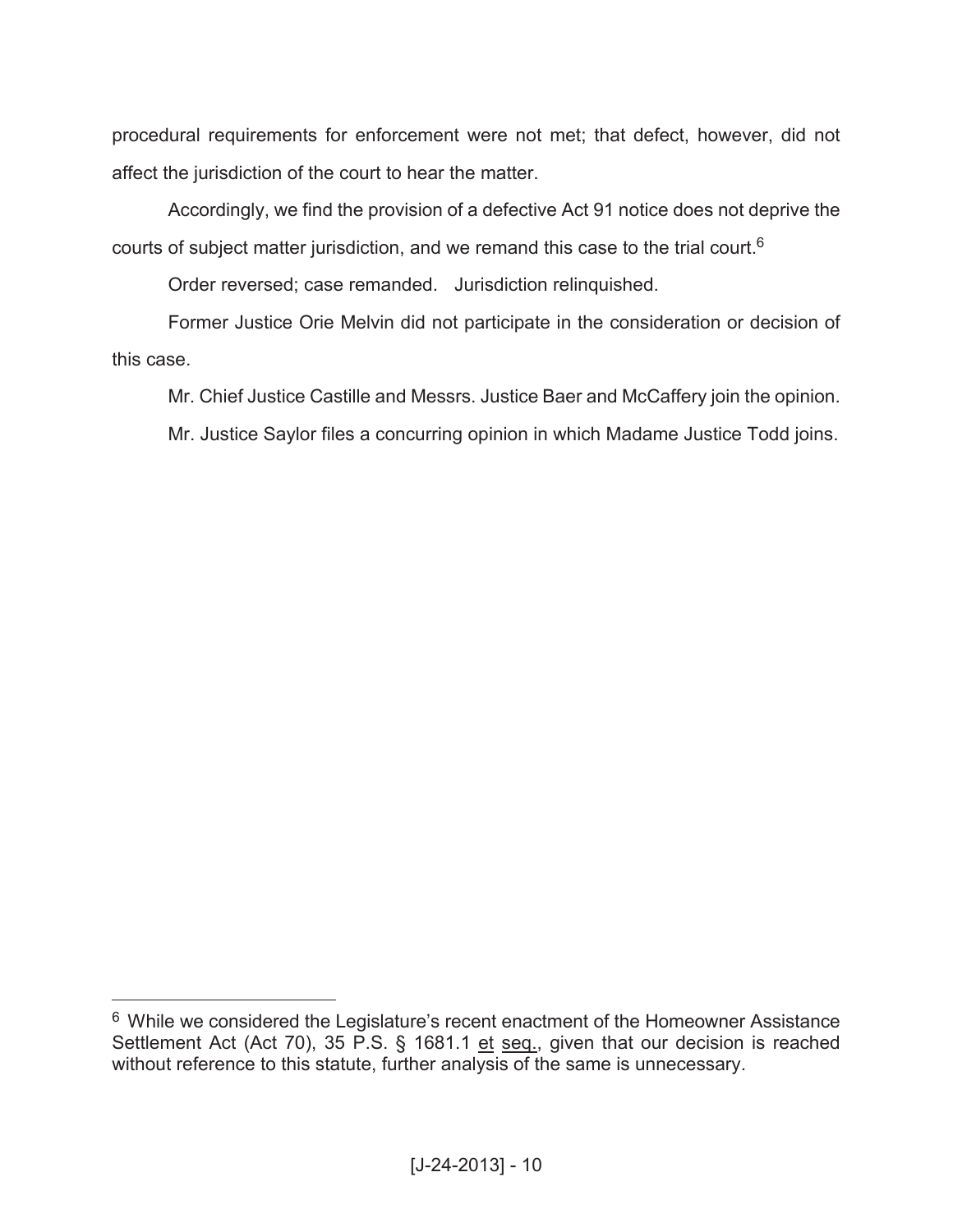procedural requirements for enforcement were not met; that defect, however, did not affect the jurisdiction of the court to hear the matter.

Accordingly, we find the provision of a defective Act 91 notice does not deprive the courts of subject matter jurisdiction, and we remand this case to the trial court.[6]

Order reversed; case remanded. Jurisdiction relinquished.

Former Justice Orie Melvin did not participate in the consideration or decision of this case.

Mr. Chief Justice Castille and Messrs. Justice Baer and McCaffery join the opinion.

Mr. Justice Saylor files a concurring opinion in which Madame Justice Todd joins.

---

[6] While we considered the Legislature's recent enactment of the Homeowner Assistance Settlement Act (Act 70), 35 P.S. § 1681.1 et seq., given that our decision is reached without reference to this statute, further analysis of the same is unnecessary.